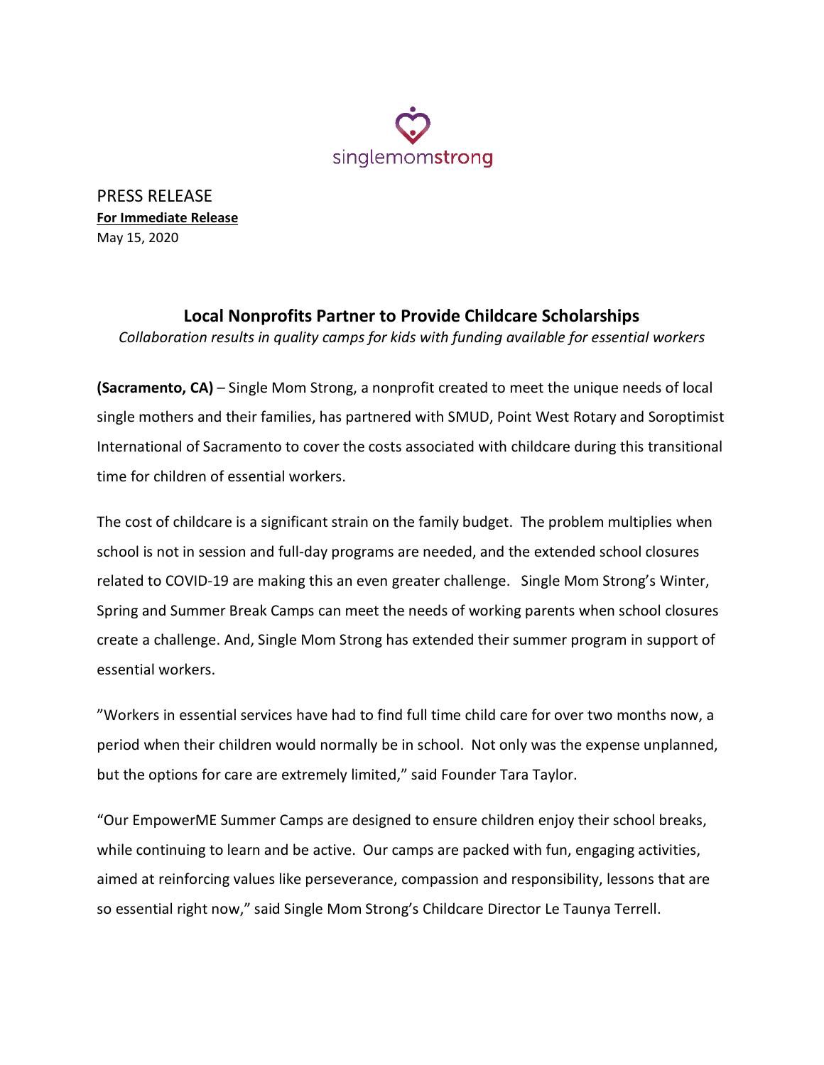singlemomstrong

PRESS RELEASE
**For Immediate Release**
May 15, 2020

## Local Nonprofits Partner to Provide Childcare Scholarships

*Collaboration results in quality camps for kids with funding available for essential workers*

**(Sacramento, CA)** – Single Mom Strong, a nonprofit created to meet the unique needs of local single mothers and their families, has partnered with SMUD, Point West Rotary and Soroptimist International of Sacramento to cover the costs associated with childcare during this transitional time for children of essential workers.

The cost of childcare is a significant strain on the family budget. The problem multiplies when school is not in session and full-day programs are needed, and the extended school closures related to COVID-19 are making this an even greater challenge. Single Mom Strong's Winter, Spring and Summer Break Camps can meet the needs of working parents when school closures create a challenge. And, Single Mom Strong has extended their summer program in support of essential workers.

"Workers in essential services have had to find full time child care for over two months now, a period when their children would normally be in school. Not only was the expense unplanned, but the options for care are extremely limited," said Founder Tara Taylor.

"Our EmpowerME Summer Camps are designed to ensure children enjoy their school breaks, while continuing to learn and be active. Our camps are packed with fun, engaging activities, aimed at reinforcing values like perseverance, compassion and responsibility, lessons that are so essential right now," said Single Mom Strong's Childcare Director Le Taunya Terrell.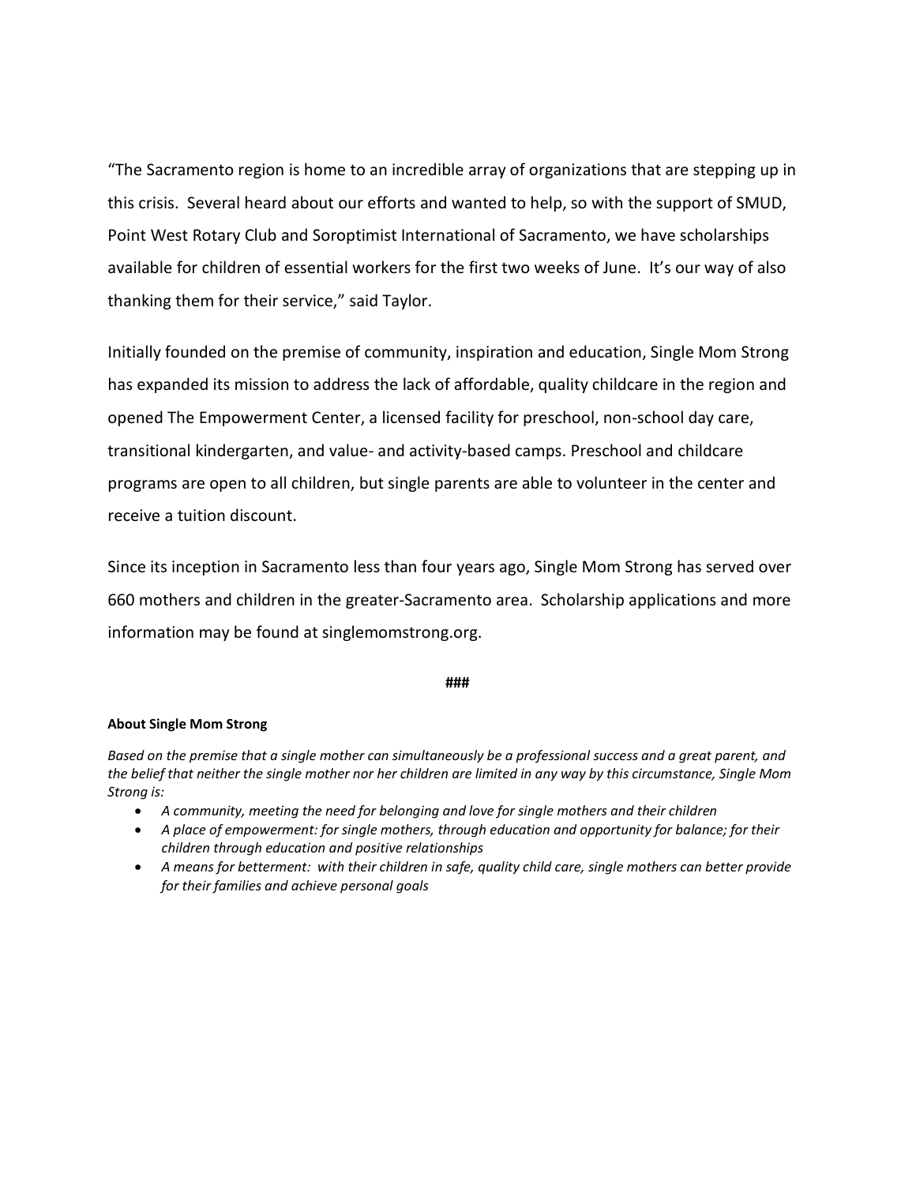"The Sacramento region is home to an incredible array of organizations that are stepping up in this crisis. Several heard about our efforts and wanted to help, so with the support of SMUD, Point West Rotary Club and Soroptimist International of Sacramento, we have scholarships available for children of essential workers for the first two weeks of June. It's our way of also thanking them for their service," said Taylor.

Initially founded on the premise of community, inspiration and education, Single Mom Strong has expanded its mission to address the lack of affordable, quality childcare in the region and opened The Empowerment Center, a licensed facility for preschool, non-school day care, transitional kindergarten, and value- and activity-based camps. Preschool and childcare programs are open to all children, but single parents are able to volunteer in the center and receive a tuition discount.

Since its inception in Sacramento less than four years ago, Single Mom Strong has served over 660 mothers and children in the greater-Sacramento area. Scholarship applications and more information may be found at singlemomstrong.org.

###

**About Single Mom Strong**

*Based on the premise that a single mother can simultaneously be a professional success and a great parent, and the belief that neither the single mother nor her children are limited in any way by this circumstance, Single Mom Strong is:*

- *A community, meeting the need for belonging and love for single mothers and their children*
- *A place of empowerment: for single mothers, through education and opportunity for balance; for their children through education and positive relationships*
- *A means for betterment: with their children in safe, quality child care, single mothers can better provide for their families and achieve personal goals*